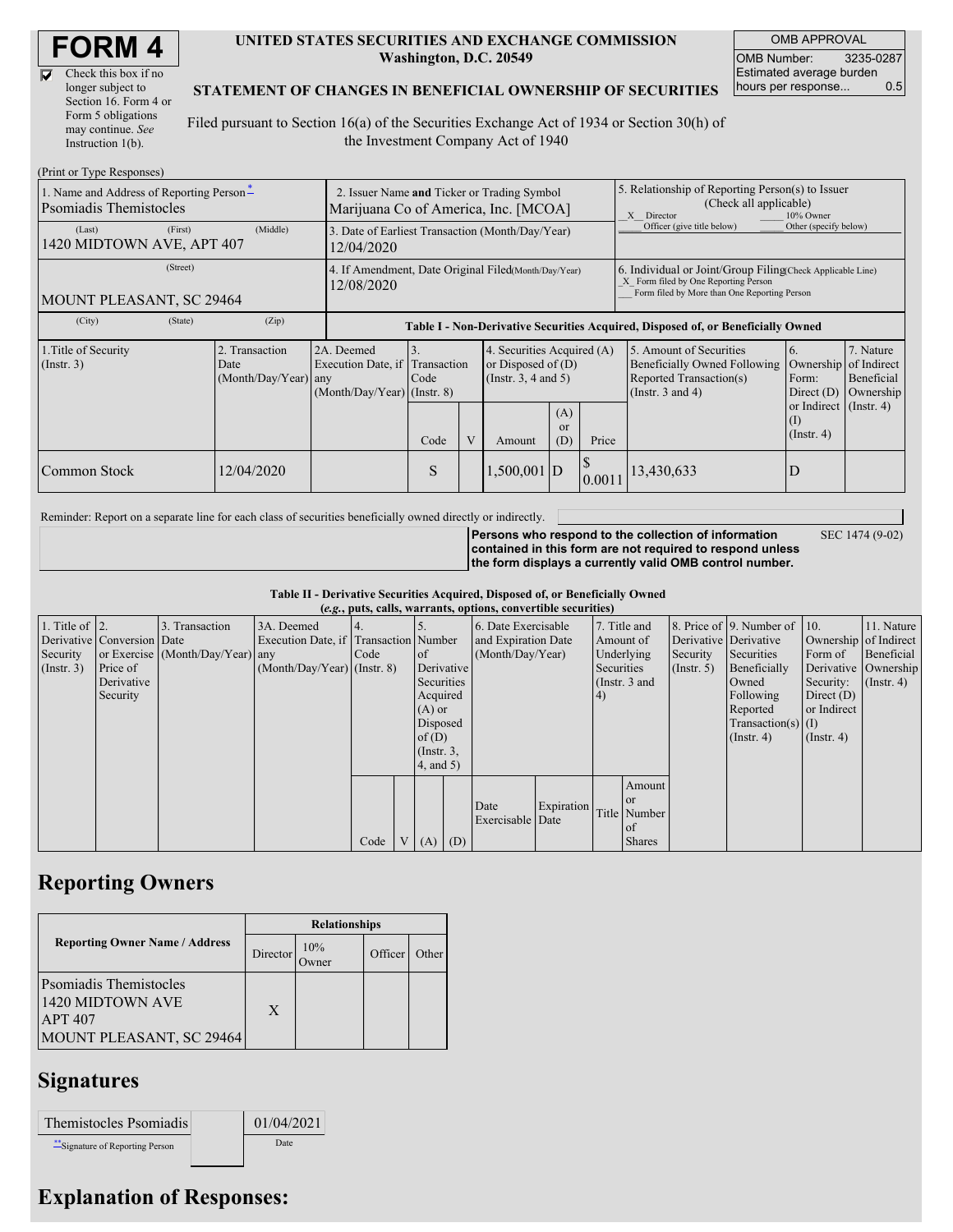# FORM 4

☑ Check this box if no longer subject to Section 16. Form 4 or Form 5 obligations may continue. *See* Instruction 1(b).

**UNITED STATES SECURITIES AND EXCHANGE COMMISSION**
**Washington, D.C. 20549**

**STATEMENT OF CHANGES IN BENEFICIAL OWNERSHIP OF SECURITIES**

Filed pursuant to Section 16(a) of the Securities Exchange Act of 1934 or Section 30(h) of the Investment Company Act of 1940

| OMB APPROVAL | |
|---|---|
| OMB Number: | 3235-0287 |
| Estimated average burden hours per response... | 0.5 |

(Print or Type Responses)

| 1. Name and Address of Reporting Person* | 2. Issuer Name and Ticker or Trading Symbol | 5. Relationship of Reporting Person(s) to Issuer (Check all applicable) |
|---|---|---|
| Psomiadis Themistocles | Marijuana Co of America, Inc. [MCOA] | _X_ Director ___ 10% Owner ___ Officer (give title below) ___ Other (specify below) |
| (Last) (First) (Middle) 1420 MIDTOWN AVE, APT 407 | 3. Date of Earliest Transaction (Month/Day/Year) 12/04/2020 | |
| (Street) MOUNT PLEASANT, SC 29464 | 4. If Amendment, Date Original Filed (Month/Day/Year) 12/08/2020 | 6. Individual or Joint/Group Filing (Check Applicable Line) _X_ Form filed by One Reporting Person ___ Form filed by More than One Reporting Person |
| (City) (State) (Zip) | | |

**Table I - Non-Derivative Securities Acquired, Disposed of, or Beneficially Owned**

| 1.Title of Security (Instr. 3) | 2. Transaction Date (Month/Day/Year) | 2A. Deemed Execution Date, if any (Month/Day/Year) | 3. Transaction Code (Instr. 8) | | 4. Securities Acquired (A) or Disposed of (D) (Instr. 3, 4 and 5) | | | 5. Amount of Securities Beneficially Owned Following Reported Transaction(s) (Instr. 3 and 4) | 6. Ownership Form: Direct (D) or Indirect (I) (Instr. 4) | 7. Nature of Indirect Beneficial Ownership (Instr. 4) |
|---|---|---|---|---|---|---|---|---|---|---|
| | | | Code | V | Amount | (A) or (D) | Price | | | |
| Common Stock | 12/04/2020 | | S | | 1,500,001 | D | $ 0.0011 | 13,430,633 | D | |

Reminder: Report on a separate line for each class of securities beneficially owned directly or indirectly.

**Persons who respond to the collection of information contained in this form are not required to respond unless the form displays a currently valid OMB control number.** SEC 1474 (9-02)

**Table II - Derivative Securities Acquired, Disposed of, or Beneficially Owned**
**(*e.g.*, puts, calls, warrants, options, convertible securities)**

| 1. Title of Derivative Security (Instr. 3) | 2. Conversion or Exercise Price of Derivative Security | 3. Transaction Date (Month/Day/Year) | 3A. Deemed Execution Date, if any (Month/Day/Year) | 4. Transaction Code (Instr. 8) | | 5. Number of Derivative Securities Acquired (A) or Disposed of (D) (Instr. 3, 4, and 5) | | 6. Date Exercisable and Expiration Date (Month/Day/Year) | | 7. Title and Amount of Underlying Securities (Instr. 3 and 4) | | 8. Price of Derivative Security (Instr. 5) | 9. Number of Derivative Securities Beneficially Owned Following Reported Transaction(s) (Instr. 4) | 10. Ownership Form of Derivative Security: Direct (D) or Indirect (I) (Instr. 4) | 11. Nature of Indirect Beneficial Ownership (Instr. 4) |
|---|---|---|---|---|---|---|---|---|---|---|---|---|---|---|---|
| | | | | Code | V | (A) | (D) | Date Exercisable | Expiration Date | Title | Amount or Number of Shares | | | | |

## Reporting Owners

| Reporting Owner Name / Address | Relationships | | | |
|---|---|---|---|---|
| | Director | 10% Owner | Officer | Other |
| Psomiadis Themistocles 1420 MIDTOWN AVE APT 407 MOUNT PLEASANT, SC 29464 | X | | | |

## Signatures

| Themistocles Psomiadis | | 01/04/2021 |
|---|---|---|
| **Signature of Reporting Person | | Date |

## Explanation of Responses: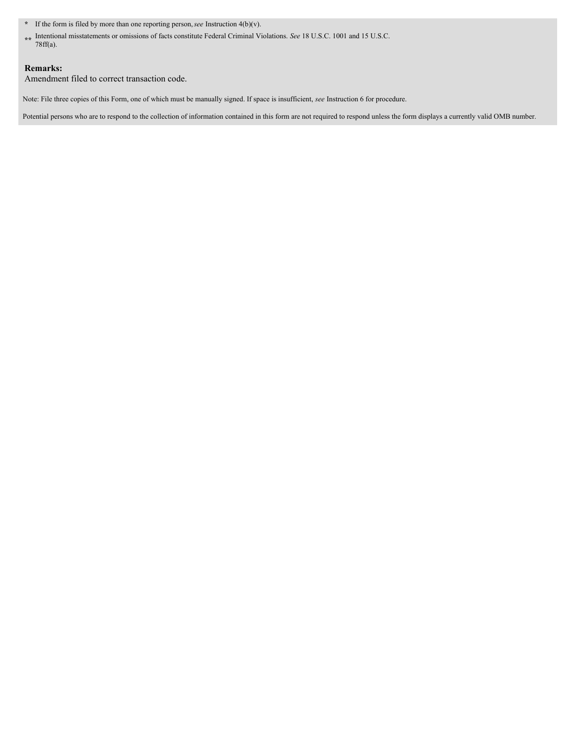\* If the form is filed by more than one reporting person, *see* Instruction 4(b)(v).

\*\* Intentional misstatements or omissions of facts constitute Federal Criminal Violations. *See* 18 U.S.C. 1001 and 15 U.S.C. 78ff(a).

**Remarks:**
Amendment filed to correct transaction code.

Note: File three copies of this Form, one of which must be manually signed. If space is insufficient, *see* Instruction 6 for procedure.

Potential persons who are to respond to the collection of information contained in this form are not required to respond unless the form displays a currently valid OMB number.